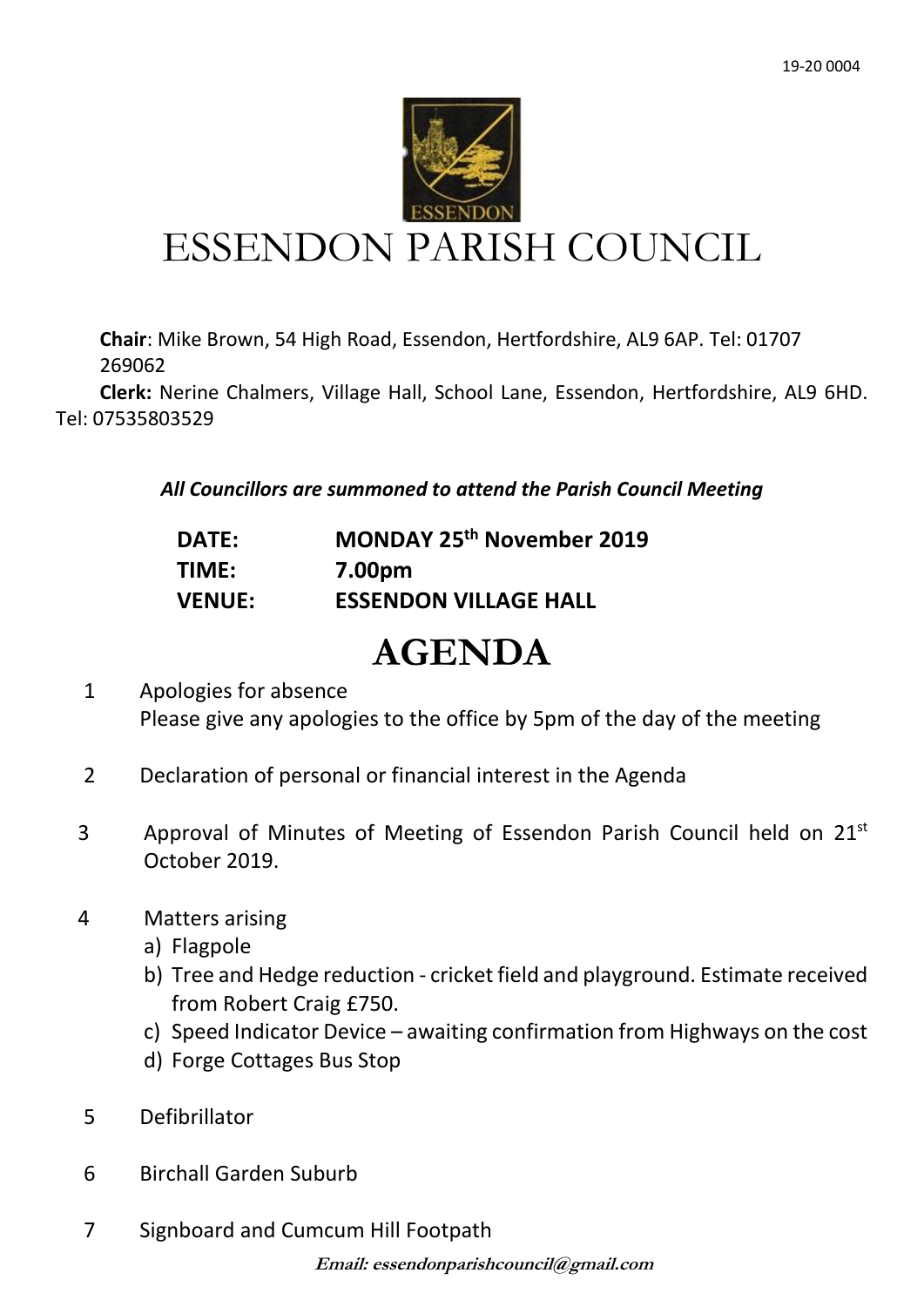19-20 0004

# ESSENDON PARISH COUNCIL

**Chair**: Mike Brown, 54 High Road, Essendon, Hertfordshire, AL9 6AP. Tel: 01707 269062

**Clerk:** Nerine Chalmers, Village Hall, School Lane, Essendon, Hertfordshire, AL9 6HD. Tel: 07535803529

***All Councillors are summoned to attend the Parish Council Meeting***

| | |
|---|---|
| **DATE:** | **MONDAY 25th November 2019** |
| **TIME:** | **7.00pm** |
| **VENUE:** | **ESSENDON VILLAGE HALL** |

# AGENDA

1. Apologies for absence
   Please give any apologies to the office by 5pm of the day of the meeting

2. Declaration of personal or financial interest in the Agenda

3. Approval of Minutes of Meeting of Essendon Parish Council held on 21st October 2019.

4. Matters arising
   a) Flagpole
   b) Tree and Hedge reduction - cricket field and playground. Estimate received from Robert Craig £750.
   c) Speed Indicator Device – awaiting confirmation from Highways on the cost
   d) Forge Cottages Bus Stop

5. Defibrillator

6. Birchall Garden Suburb

7. Signboard and Cumcum Hill Footpath

***Email: essendonparishcouncil@gmail.com***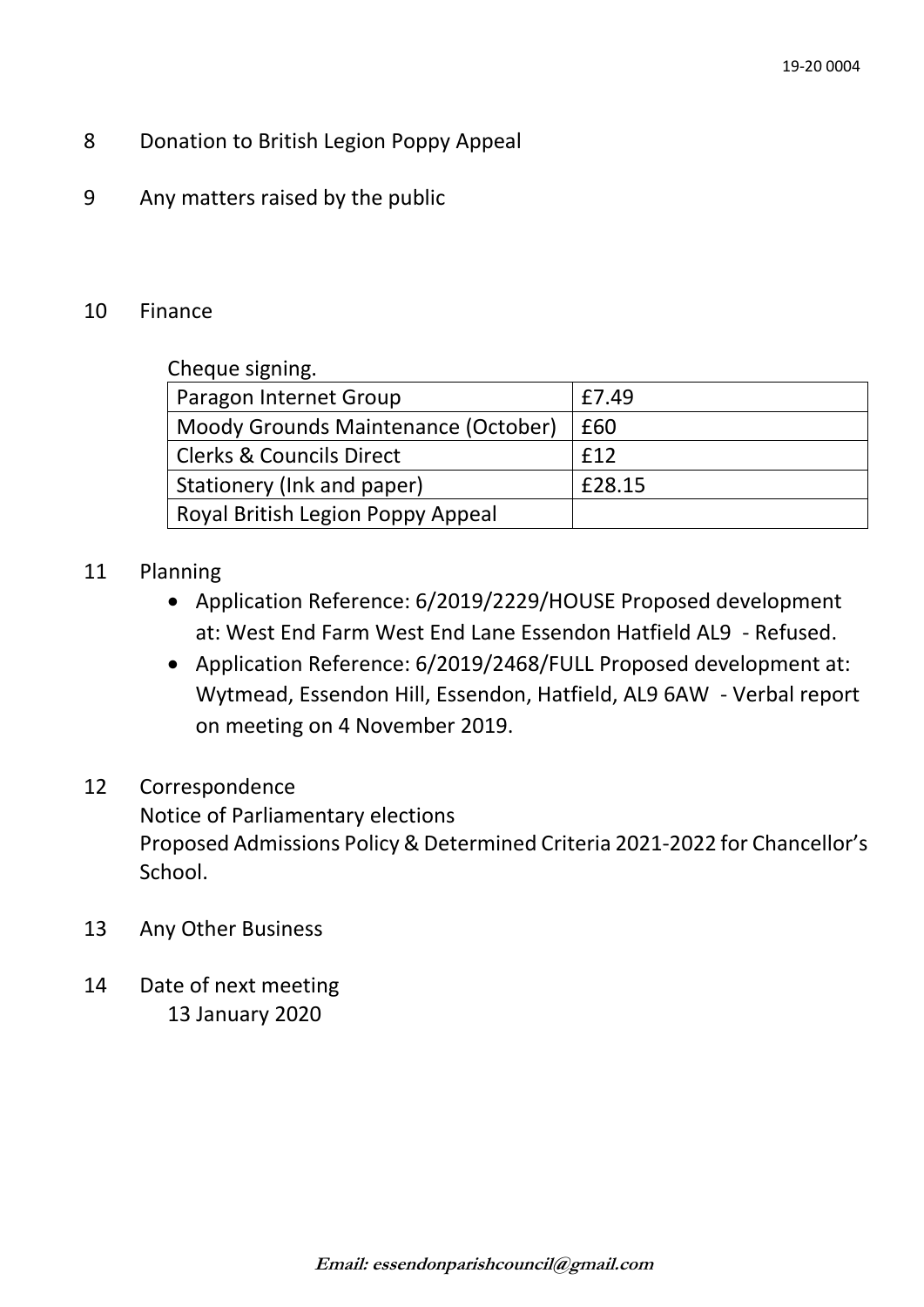8 Donation to British Legion Poppy Appeal

9 Any matters raised by the public

10 Finance

Cheque signing.

| | |
|---|---|
| Paragon Internet Group | £7.49 |
| Moody Grounds Maintenance (October) | £60 |
| Clerks & Councils Direct | £12 |
| Stationery (Ink and paper) | £28.15 |
| Royal British Legion Poppy Appeal | |

11 Planning

- Application Reference: 6/2019/2229/HOUSE Proposed development at: West End Farm West End Lane Essendon Hatfield AL9 - Refused.
- Application Reference: 6/2019/2468/FULL Proposed development at: Wytmead, Essendon Hill, Essendon, Hatfield, AL9 6AW - Verbal report on meeting on 4 November 2019.

12 Correspondence
Notice of Parliamentary elections
Proposed Admissions Policy & Determined Criteria 2021-2022 for Chancellor's School.

13 Any Other Business

14 Date of next meeting
13 January 2020

**Email: essendonparishcouncil@gmail.com**